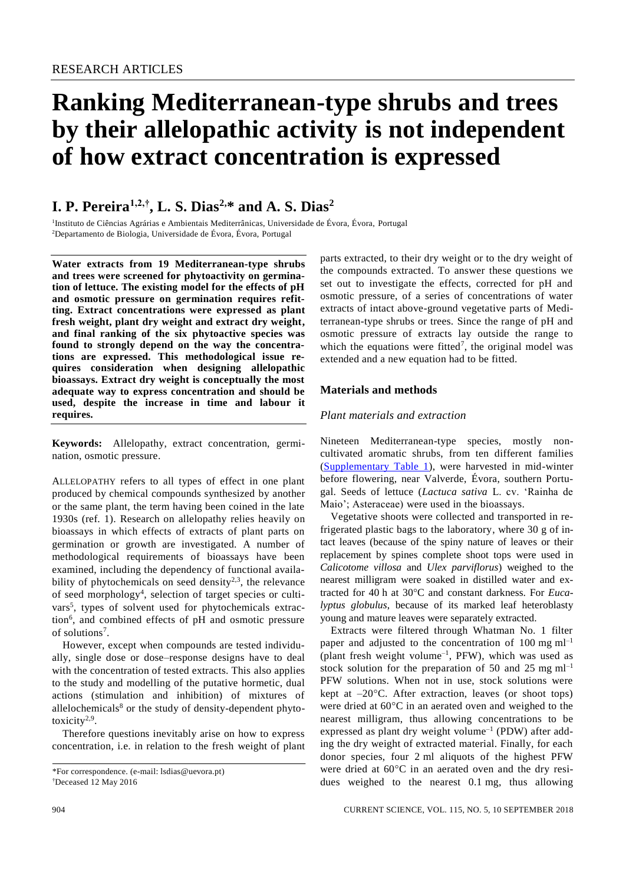RESEARCH ARTICLES

# Ranking Mediterranean-type shrubs and trees by their allelopathic activity is not independent of how extract concentration is expressed

## I. P. Pereira[1,2,†], L. S. Dias[2,*] and A. S. Dias[2]

[1]Instituto de Ciências Agrárias e Ambientais Mediterrânicas, Universidade de Évora, Évora, Portugal
[2]Departamento de Biologia, Universidade de Évora, Évora, Portugal

**Water extracts from 19 Mediterranean-type shrubs and trees were screened for phytoactivity on germination of lettuce. The existing model for the effects of pH and osmotic pressure on germination requires refitting. Extract concentrations were expressed as plant fresh weight, plant dry weight and extract dry weight, and final ranking of the six phytoactive species was found to strongly depend on the way the concentrations are expressed. This methodological issue requires consideration when designing allelopathic bioassays. Extract dry weight is conceptually the most adequate way to express concentration and should be used, despite the increase in time and labour it requires.**

**Keywords:** Allelopathy, extract concentration, germination, osmotic pressure.

ALLELOPATHY refers to all types of effect in one plant produced by chemical compounds synthesized by another or the same plant, the term having been coined in the late 1930s (ref. 1). Research on allelopathy relies heavily on bioassays in which effects of extracts of plant parts on germination or growth are investigated. A number of methodological requirements of bioassays have been examined, including the dependency of functional availability of phytochemicals on seed density[2,3], the relevance of seed morphology[4], selection of target species or cultivars[5], types of solvent used for phytochemicals extraction[6], and combined effects of pH and osmotic pressure of solutions[7].

However, except when compounds are tested individually, single dose or dose–response designs have to deal with the concentration of tested extracts. This also applies to the study and modelling of the putative hormetic, dual actions (stimulation and inhibition) of mixtures of allelochemicals[8] or the study of density-dependent phytotoxicity[2,9].

Therefore questions inevitably arise on how to express concentration, i.e. in relation to the fresh weight of plant parts extracted, to their dry weight or to the dry weight of the compounds extracted. To answer these questions we set out to investigate the effects, corrected for pH and osmotic pressure, of a series of concentrations of water extracts of intact above-ground vegetative parts of Mediterranean-type shrubs or trees. Since the range of pH and osmotic pressure of extracts lay outside the range to which the equations were fitted[7], the original model was extended and a new equation had to be fitted.

## Materials and methods

### *Plant materials and extraction*

Nineteen Mediterranean-type species, mostly non-cultivated aromatic shrubs, from ten different families (Supplementary Table 1), were harvested in mid-winter before flowering, near Valverde, Évora, southern Portugal. Seeds of lettuce (*Lactuca sativa* L. cv. 'Rainha de Maio'; Asteraceae) were used in the bioassays.

Vegetative shoots were collected and transported in refrigerated plastic bags to the laboratory, where 30 g of intact leaves (because of the spiny nature of leaves or their replacement by spines complete shoot tops were used in *Calicotome villosa* and *Ulex parviflorus*) weighed to the nearest milligram were soaked in distilled water and extracted for 40 h at 30°C and constant darkness. For *Eucalyptus globulus*, because of its marked leaf heteroblasty young and mature leaves were separately extracted.

Extracts were filtered through Whatman No. 1 filter paper and adjusted to the concentration of 100 mg ml$^{-1}$ (plant fresh weight volume$^{-1}$, PFW), which was used as stock solution for the preparation of 50 and 25 mg ml$^{-1}$ PFW solutions. When not in use, stock solutions were kept at –20°C. After extraction, leaves (or shoot tops) were dried at 60°C in an aerated oven and weighed to the nearest milligram, thus allowing concentrations to be expressed as plant dry weight volume$^{-1}$ (PDW) after adding the dry weight of extracted material. Finally, for each donor species, four 2 ml aliquots of the highest PFW were dried at 60°C in an aerated oven and the dry residues weighed to the nearest 0.1 mg, thus allowing

\*For correspondence. (e-mail: lsdias@uevora.pt)
†Deceased 12 May 2016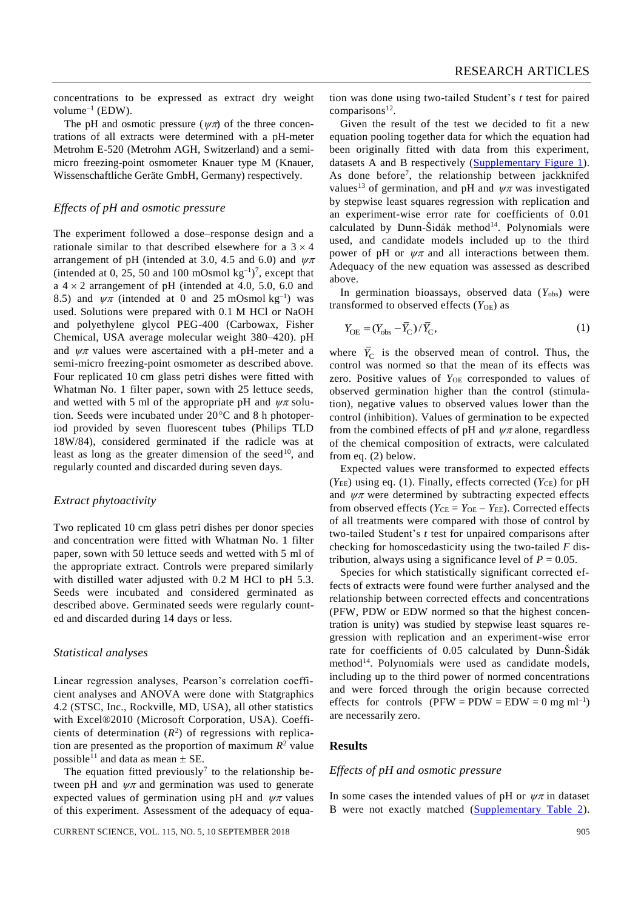concentrations to be expressed as extract dry weight volume$^{-1}$ (EDW).

The pH and osmotic pressure ($\psi\pi$) of the three concentrations of all extracts were determined with a pH-meter Metrohm E-520 (Metrohm AGH, Switzerland) and a semi-micro freezing-point osmometer Knauer type M (Knauer, Wissenschaftliche Geräte GmbH, Germany) respectively.

### *Effects of pH and osmotic pressure*

The experiment followed a dose–response design and a rationale similar to that described elsewhere for a $3 \times 4$ arrangement of pH (intended at 3.0, 4.5 and 6.0) and $\psi\pi$ (intended at 0, 25, 50 and 100 mOsmol kg$^{-1}$)[7], except that a $4 \times 2$ arrangement of pH (intended at 4.0, 5.0, 6.0 and 8.5) and $\psi\pi$ (intended at 0 and 25 mOsmol kg$^{-1}$) was used. Solutions were prepared with 0.1 M HCl or NaOH and polyethylene glycol PEG-400 (Carbowax, Fisher Chemical, USA average molecular weight 380–420). pH and $\psi\pi$ values were ascertained with a pH-meter and a semi-micro freezing-point osmometer as described above. Four replicated 10 cm glass petri dishes were fitted with Whatman No. 1 filter paper, sown with 25 lettuce seeds, and wetted with 5 ml of the appropriate pH and $\psi\pi$ solution. Seeds were incubated under 20°C and 8 h photoperiod provided by seven fluorescent tubes (Philips TLD 18W/84), considered germinated if the radicle was at least as long as the greater dimension of the seed[10], and regularly counted and discarded during seven days.

### *Extract phytoactivity*

Two replicated 10 cm glass petri dishes per donor species and concentration were fitted with Whatman No. 1 filter paper, sown with 50 lettuce seeds and wetted with 5 ml of the appropriate extract. Controls were prepared similarly with distilled water adjusted with 0.2 M HCl to pH 5.3. Seeds were incubated and considered germinated as described above. Germinated seeds were regularly counted and discarded during 14 days or less.

### *Statistical analyses*

Linear regression analyses, Pearson's correlation coefficient analyses and ANOVA were done with Statgraphics 4.2 (STSC, Inc., Rockville, MD, USA), all other statistics with Excel®2010 (Microsoft Corporation, USA). Coefficients of determination ($R^2$) of regressions with replication are presented as the proportion of maximum $R^2$ value possible[11] and data as mean ± SE.

The equation fitted previously[7] to the relationship between pH and $\psi\pi$ and germination was used to generate expected values of germination using pH and $\psi\pi$ values of this experiment. Assessment of the adequacy of equation was done using two-tailed Student's *t* test for paired comparisons[12].

Given the result of the test we decided to fit a new equation pooling together data for which the equation had been originally fitted with data from this experiment, datasets A and B respectively (Supplementary Figure 1). As done before[7], the relationship between jackknifed values[13] of germination, and pH and $\psi\pi$ was investigated by stepwise least squares regression with replication and an experiment-wise error rate for coefficients of 0.01 calculated by Dunn-Šidák method[14]. Polynomials were used, and candidate models included up to the third power of pH or $\psi\pi$ and all interactions between them. Adequacy of the new equation was assessed as described above.

In germination bioassays, observed data ($Y_{obs}$) were transformed to observed effects ($Y_{OE}$) as

$$Y_{OE} = (Y_{obs} - \bar{Y}_C)/\bar{Y}_C, \tag{1}$$

where $\bar{Y}_C$ is the observed mean of control. Thus, the control was normed so that the mean of its effects was zero. Positive values of $Y_{OE}$ corresponded to values of observed germination higher than the control (stimulation), negative values to observed values lower than the control (inhibition). Values of germination to be expected from the combined effects of pH and $\psi\pi$ alone, regardless of the chemical composition of extracts, were calculated from eq. (2) below.

Expected values were transformed to expected effects ($Y_{EE}$) using eq. (1). Finally, effects corrected ($Y_{CE}$) for pH and $\psi\pi$ were determined by subtracting expected effects from observed effects ($Y_{CE} = Y_{OE} - Y_{EE}$). Corrected effects of all treatments were compared with those of control by two-tailed Student's *t* test for unpaired comparisons after checking for homoscedasticity using the two-tailed *F* distribution, always using a significance level of $P = 0.05$.

Species for which statistically significant corrected effects of extracts were found were further analysed and the relationship between corrected effects and concentrations (PFW, PDW or EDW normed so that the highest concentration is unity) was studied by stepwise least squares regression with replication and an experiment-wise error rate for coefficients of 0.05 calculated by Dunn-Šidák method[14]. Polynomials were used as candidate models, including up to the third power of normed concentrations and were forced through the origin because corrected effects for controls (PFW = PDW = EDW = 0 mg ml$^{-1}$) are necessarily zero.

## Results

### *Effects of pH and osmotic pressure*

In some cases the intended values of pH or $\psi\pi$ in dataset B were not exactly matched (Supplementary Table 2).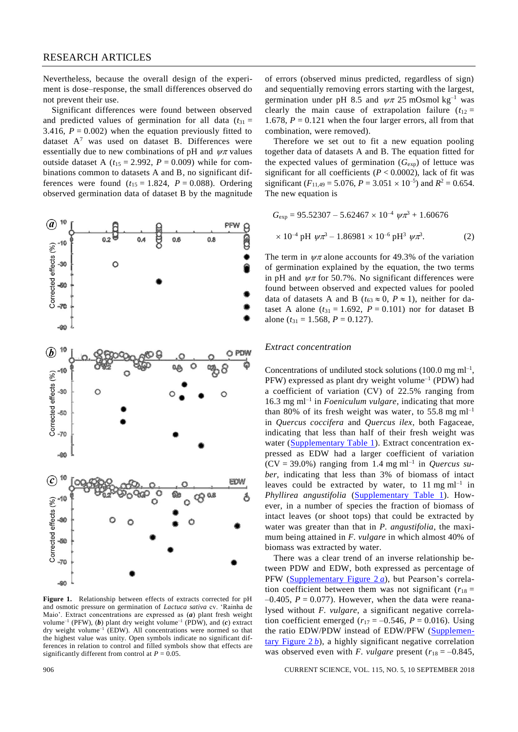Nevertheless, because the overall design of the experiment is dose–response, the small differences observed do not prevent their use.

Significant differences were found between observed and predicted values of germination for all data ($t_{31}$ = 3.416, $P$ = 0.002) when the equation previously fitted to dataset A[7] was used on dataset B. Differences were essentially due to new combinations of pH and $\psi\pi$ values outside dataset A ($t_{15}$ = 2.992, $P$ = 0.009) while for combinations common to datasets A and B, no significant differences were found ($t_{15}$ = 1.824, $P$ = 0.088). Ordering observed germination data of dataset B by the magnitude of errors (observed minus predicted, regardless of sign) and sequentially removing errors starting with the largest, germination under pH 8.5 and $\psi\pi$ 25 mOsmol $kg^{-1}$ was clearly the main cause of extrapolation failure ($t_{12}$ = 1.678, $P$ = 0.121 when the four larger errors, all from that combination, were removed).

Therefore we set out to fit a new equation pooling together data of datasets A and B. The equation fitted for the expected values of germination ($G_{exp}$) of lettuce was significant for all coefficients ($P$ < 0.0002), lack of fit was significant ($F_{11,49}$ = 5.076, $P = 3.051 \times 10^{-5}$) and $R^2$ = 0.654. The new equation is

$$G_{exp} = 95.52307 - 5.62467 \times 10^{-4}\ \psi\pi^3 + 1.60676 \times 10^{-4}\ \text{pH}\ \psi\pi^3 - 1.86981 \times 10^{-6}\ \text{pH}^3\ \psi\pi^3. \quad (2)$$

The term in $\psi\pi$ alone accounts for 49.3% of the variation of germination explained by the equation, the two terms in pH and $\psi\pi$ for 50.7%. No significant differences were found between observed and expected values for pooled data of datasets A and B ($t_{63} \approx 0$, $P \approx 1$), neither for dataset A alone ($t_{31}$ = 1.692, $P$ = 0.101) nor for dataset B alone ($t_{31}$ = 1.568, $P$ = 0.127).

**Figure 1.** Relationship between effects of extracts corrected for pH and osmotic pressure on germination of *Lactuca sativa* cv. 'Rainha de Maio'. Extract concentrations are expressed as (***a***) plant fresh weight $\text{volume}^{-1}$ (PFW), (***b***) plant dry weight $\text{volume}^{-1}$ (PDW), and (***c***) extract dry weight $\text{volume}^{-1}$ (EDW). All concentrations were normed so that the highest value was unity. Open symbols indicate no significant differences in relation to control and filled symbols show that effects are significantly different from control at $P$ = 0.05.

### *Extract concentration*

Concentrations of undiluted stock solutions (100.0 mg $ml^{-1}$, PFW) expressed as plant dry weight $\text{volume}^{-1}$ (PDW) had a coefficient of variation (CV) of 22.5% ranging from 16.3 mg $ml^{-1}$ in *Foeniculum vulgare*, indicating that more than 80% of its fresh weight was water, to 55.8 mg $ml^{-1}$ in *Quercus coccifera* and *Quercus ilex*, both Fagaceae, indicating that less than half of their fresh weight was water (Supplementary Table 1). Extract concentration expressed as EDW had a larger coefficient of variation (CV = 39.0%) ranging from 1.4 mg $ml^{-1}$ in *Quercus suber*, indicating that less than 3% of biomass of intact leaves could be extracted by water, to 11 mg $ml^{-1}$ in *Phyllirea angustifolia* (Supplementary Table 1). However, in a number of species the fraction of biomass of intact leaves (or shoot tops) that could be extracted by water was greater than that in *P. angustifolia*, the maximum being attained in *F. vulgare* in which almost 40% of biomass was extracted by water.

There was a clear trend of an inverse relationship between PDW and EDW, both expressed as percentage of PFW (Supplementary Figure 2 *a*), but Pearson's correlation coefficient between them was not significant ($r_{18}$ = –0.405, $P$ = 0.077). However, when the data were reanalysed without *F. vulgare*, a significant negative correlation coefficient emerged ($r_{17}$ = –0.546, $P$ = 0.016). Using the ratio EDW/PDW instead of EDW/PFW (Supplementary Figure 2 *b*), a highly significant negative correlation was observed even with *F. vulgare* present ($r_{18}$ = –0.845,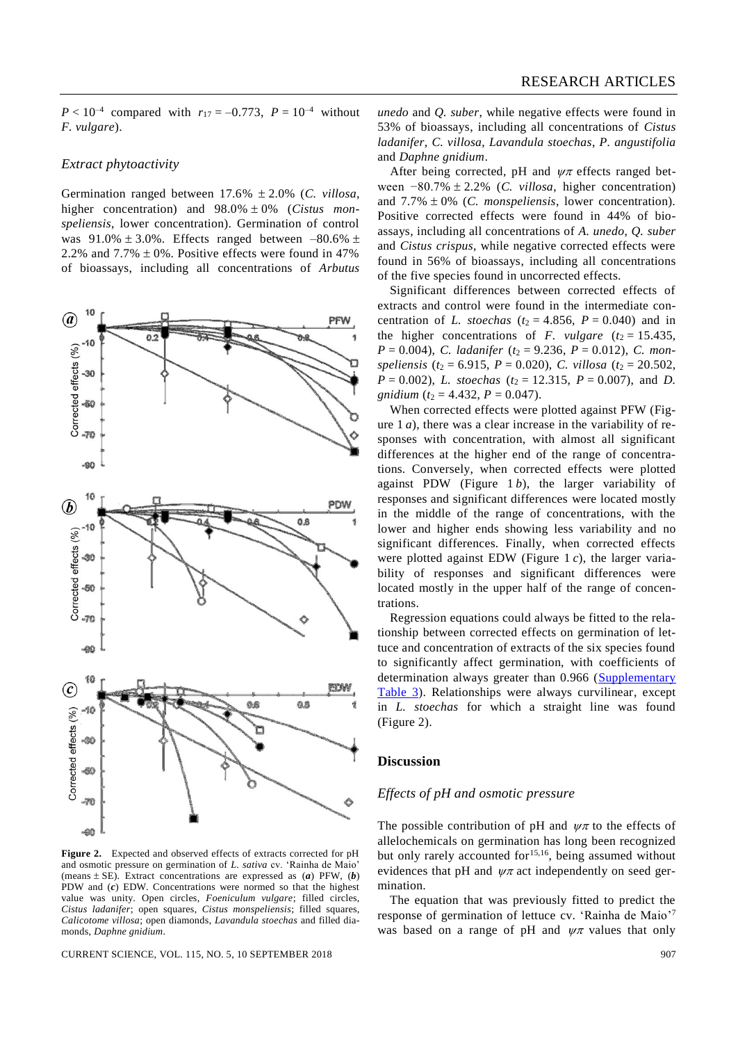$P < 10^{-4}$ compared with $r_{17} = -0.773$, $P = 10^{-4}$ without *F. vulgare*).

### *Extract phytoactivity*

Germination ranged between 17.6% ± 2.0% (*C. villosa*, higher concentration) and 98.0% ± 0% (*Cistus monspeliensis*, lower concentration). Germination of control was 91.0% ± 3.0%. Effects ranged between –80.6% ± 2.2% and 7.7% ± 0%. Positive effects were found in 47% of bioassays, including all concentrations of *Arbutus unedo* and *Q. suber*, while negative effects were found in 53% of bioassays, including all concentrations of *Cistus ladanifer*, *C. villosa*, *Lavandula stoechas*, *P. angustifolia* and *Daphne gnidium*.

After being corrected, pH and $\psi\pi$ effects ranged between −80.7% ± 2.2% (*C. villosa*, higher concentration) and 7.7% ± 0% (*C. monspeliensis*, lower concentration). Positive corrected effects were found in 44% of bioassays, including all concentrations of *A. unedo*, *Q. suber* and *Cistus crispus*, while negative corrected effects were found in 56% of bioassays, including all concentrations of the five species found in uncorrected effects.

Significant differences between corrected effects of extracts and control were found in the intermediate concentration of *L. stoechas* ($t_2 = 4.856$, $P = 0.040$) and in the higher concentrations of *F. vulgare* ($t_2 = 15.435$, $P = 0.004$), *C. ladanifer* ($t_2 = 9.236$, $P = 0.012$), *C. monspeliensis* ($t_2 = 6.915$, $P = 0.020$), *C. villosa* ($t_2 = 20.502$, $P = 0.002$), *L. stoechas* ($t_2 = 12.315$, $P = 0.007$), and *D. gnidium* ($t_2 = 4.432$, $P = 0.047$).

When corrected effects were plotted against PFW (Figure 1 *a*), there was a clear increase in the variability of responses with concentration, with almost all significant differences at the higher end of the range of concentrations. Conversely, when corrected effects were plotted against PDW (Figure 1 *b*), the larger variability of responses and significant differences were located mostly in the middle of the range of concentrations, with the lower and higher ends showing less variability and no significant differences. Finally, when corrected effects were plotted against EDW (Figure 1 *c*), the larger variability of responses and significant differences were located mostly in the upper half of the range of concentrations.

Regression equations could always be fitted to the relationship between corrected effects on germination of lettuce and concentration of extracts of the six species found to significantly affect germination, with coefficients of determination always greater than 0.966 (Supplementary Table 3). Relationships were always curvilinear, except in *L. stoechas* for which a straight line was found (Figure 2).

**Figure 2.** Expected and observed effects of extracts corrected for pH and osmotic pressure on germination of *L. sativa* cv. 'Rainha de Maio' (means ± SE). Extract concentrations are expressed as (***a***) PFW, (***b***) PDW and (***c***) EDW. Concentrations were normed so that the highest value was unity. Open circles, *Foeniculum vulgare*; filled circles, *Cistus ladanifer*; open squares, *Cistus monspeliensis*; filled squares, *Calicotome villosa*; open diamonds, *Lavandula stoechas* and filled diamonds, *Daphne gnidium*.

## Discussion

### *Effects of pH and osmotic pressure*

The possible contribution of pH and $\psi\pi$ to the effects of allelochemicals on germination has long been recognized but only rarely accounted for[15,16], being assumed without evidences that pH and $\psi\pi$ act independently on seed germination.

The equation that was previously fitted to predict the response of germination of lettuce cv. 'Rainha de Maio'[7] was based on a range of pH and $\psi\pi$ values that only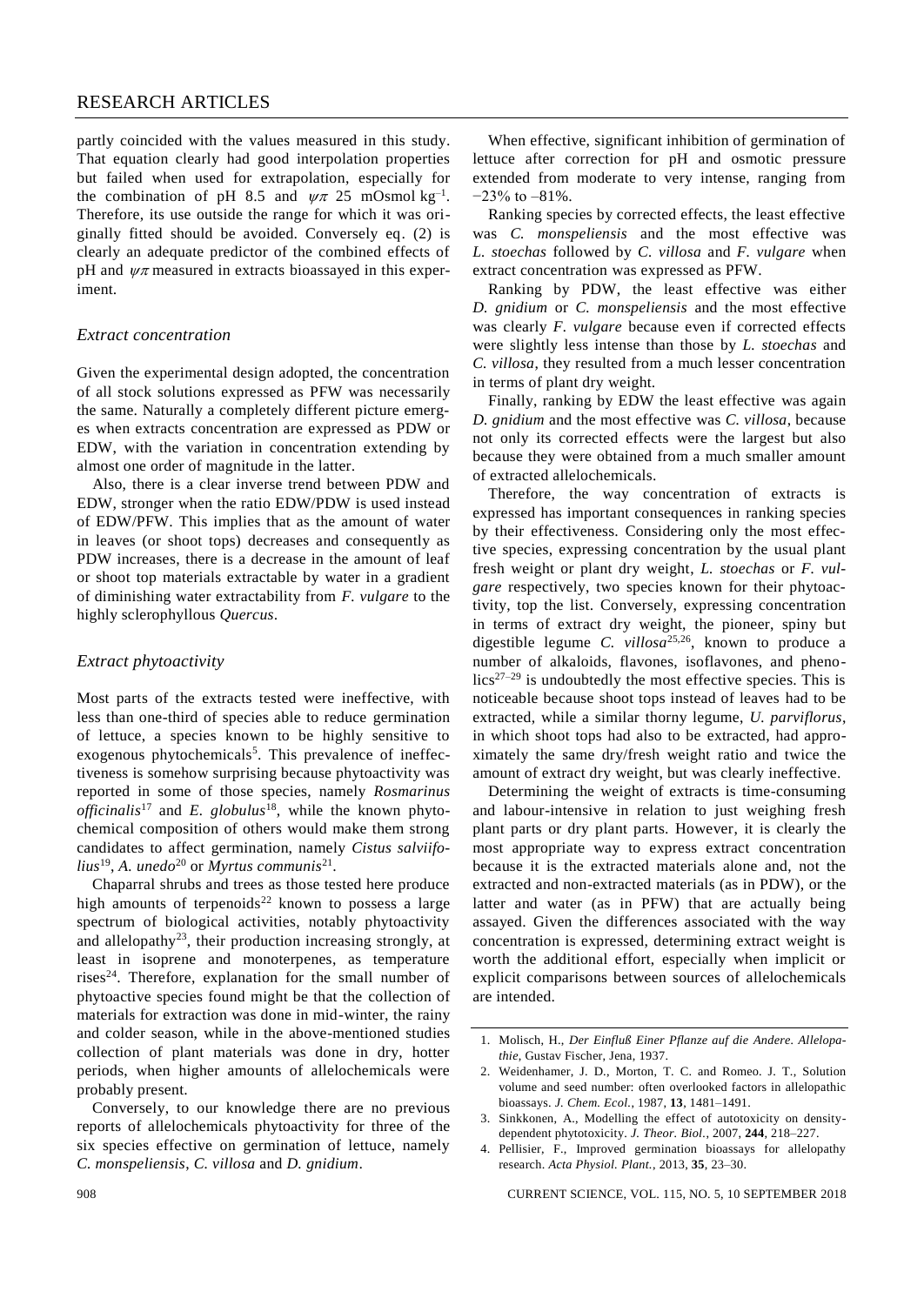partly coincided with the values measured in this study. That equation clearly had good interpolation properties but failed when used for extrapolation, especially for the combination of pH 8.5 and $\psi\pi$ 25 mOsmol kg$^{-1}$. Therefore, its use outside the range for which it was originally fitted should be avoided. Conversely eq. (2) is clearly an adequate predictor of the combined effects of pH and $\psi\pi$ measured in extracts bioassayed in this experiment.

### *Extract concentration*

Given the experimental design adopted, the concentration of all stock solutions expressed as PFW was necessarily the same. Naturally a completely different picture emerges when extracts concentration are expressed as PDW or EDW, with the variation in concentration extending by almost one order of magnitude in the latter.

Also, there is a clear inverse trend between PDW and EDW, stronger when the ratio EDW/PDW is used instead of EDW/PFW. This implies that as the amount of water in leaves (or shoot tops) decreases and consequently as PDW increases, there is a decrease in the amount of leaf or shoot top materials extractable by water in a gradient of diminishing water extractability from *F. vulgare* to the highly sclerophyllous *Quercus*.

### *Extract phytoactivity*

Most parts of the extracts tested were ineffective, with less than one-third of species able to reduce germination of lettuce, a species known to be highly sensitive to exogenous phytochemicals[5]. This prevalence of ineffectiveness is somehow surprising because phytoactivity was reported in some of those species, namely *Rosmarinus officinalis*[17] and *E. globulus*[18], while the known phytochemical composition of others would make them strong candidates to affect germination, namely *Cistus salviifolius*[19], *A. unedo*[20] or *Myrtus communis*[21].

Chaparral shrubs and trees as those tested here produce high amounts of terpenoids[22] known to possess a large spectrum of biological activities, notably phytoactivity and allelopathy[23], their production increasing strongly, at least in isoprene and monoterpenes, as temperature rises[24]. Therefore, explanation for the small number of phytoactive species found might be that the collection of materials for extraction was done in mid-winter, the rainy and colder season, while in the above-mentioned studies collection of plant materials was done in dry, hotter periods, when higher amounts of allelochemicals were probably present.

Conversely, to our knowledge there are no previous reports of allelochemicals phytoactivity for three of the six species effective on germination of lettuce, namely *C. monspeliensis*, *C. villosa* and *D. gnidium*.

When effective, significant inhibition of germination of lettuce after correction for pH and osmotic pressure extended from moderate to very intense, ranging from −23% to –81%.

Ranking species by corrected effects, the least effective was *C. monspeliensis* and the most effective was *L. stoechas* followed by *C. villosa* and *F. vulgare* when extract concentration was expressed as PFW.

Ranking by PDW, the least effective was either *D. gnidium* or *C. monspeliensis* and the most effective was clearly *F. vulgare* because even if corrected effects were slightly less intense than those by *L. stoechas* and *C. villosa*, they resulted from a much lesser concentration in terms of plant dry weight.

Finally, ranking by EDW the least effective was again *D. gnidium* and the most effective was *C. villosa*, because not only its corrected effects were the largest but also because they were obtained from a much smaller amount of extracted allelochemicals.

Therefore, the way concentration of extracts is expressed has important consequences in ranking species by their effectiveness. Considering only the most effective species, expressing concentration by the usual plant fresh weight or plant dry weight, *L. stoechas* or *F. vulgare* respectively, two species known for their phytoactivity, top the list. Conversely, expressing concentration in terms of extract dry weight, the pioneer, spiny but digestible legume *C. villosa*[25,26], known to produce a number of alkaloids, flavones, isoflavones, and phenolics[27–29] is undoubtedly the most effective species. This is noticeable because shoot tops instead of leaves had to be extracted, while a similar thorny legume, *U. parviflorus*, in which shoot tops had also to be extracted, had approximately the same dry/fresh weight ratio and twice the amount of extract dry weight, but was clearly ineffective.

Determining the weight of extracts is time-consuming and labour-intensive in relation to just weighing fresh plant parts or dry plant parts. However, it is clearly the most appropriate way to express extract concentration because it is the extracted materials alone and, not the extracted and non-extracted materials (as in PDW), or the latter and water (as in PFW) that are actually being assayed. Given the differences associated with the way concentration is expressed, determining extract weight is worth the additional effort, especially when implicit or explicit comparisons between sources of allelochemicals are intended.

1. Molisch, H., *Der Einfluß Einer Pflanze auf die Andere. Allelopathie*, Gustav Fischer, Jena, 1937.
2. Weidenhamer, J. D., Morton, T. C. and Romeo. J. T., Solution volume and seed number: often overlooked factors in allelopathic bioassays. *J. Chem. Ecol.*, 1987, **13**, 1481–1491.
3. Sinkkonen, A., Modelling the effect of autotoxicity on density-dependent phytotoxicity. *J. Theor. Biol.*, 2007, **244**, 218–227.
4. Pellisier, F., Improved germination bioassays for allelopathy research. *Acta Physiol. Plant.*, 2013, **35**, 23–30.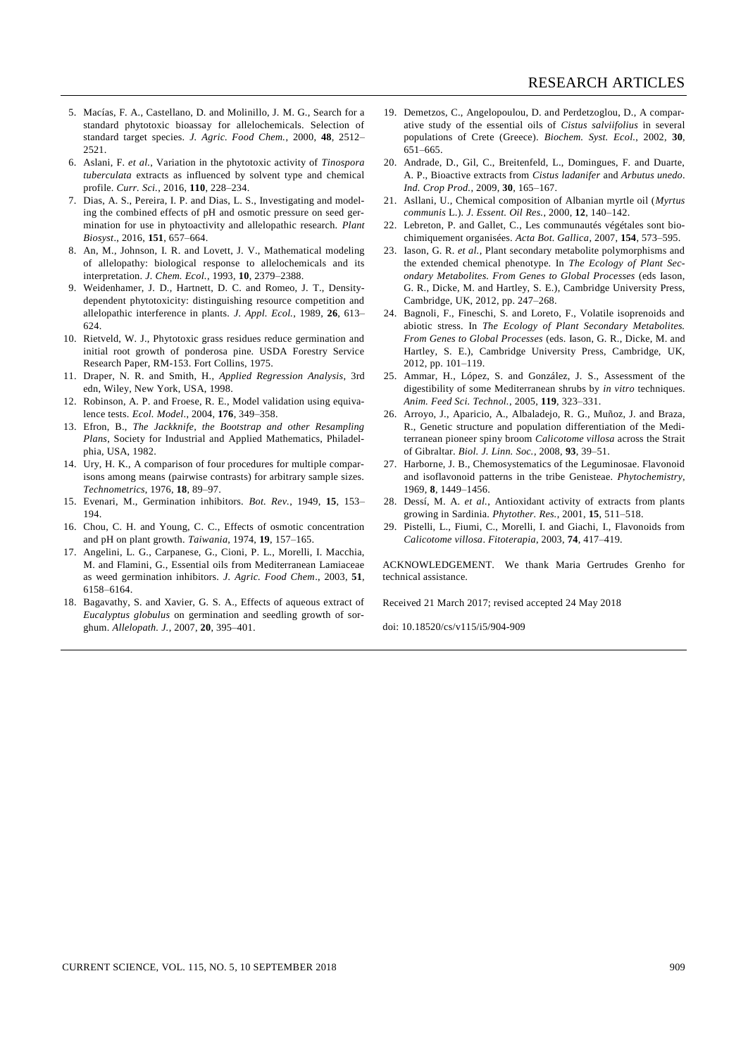5. Macías, F. A., Castellano, D. and Molinillo, J. M. G., Search for a standard phytotoxic bioassay for allelochemicals. Selection of standard target species. *J. Agric. Food Chem.*, 2000, **48**, 2512–2521.
6. Aslani, F. *et al.*, Variation in the phytotoxic activity of *Tinospora tuberculata* extracts as influenced by solvent type and chemical profile. *Curr. Sci.*, 2016, **110**, 228–234.
7. Dias, A. S., Pereira, I. P. and Dias, L. S., Investigating and modeling the combined effects of pH and osmotic pressure on seed germination for use in phytoactivity and allelopathic research. *Plant Biosyst*., 2016, **151**, 657–664.
8. An, M., Johnson, I. R. and Lovett, J. V., Mathematical modeling of allelopathy: biological response to allelochemicals and its interpretation. *J. Chem. Ecol.*, 1993, **10**, 2379–2388.
9. Weidenhamer, J. D., Hartnett, D. C. and Romeo, J. T., Density-dependent phytotoxicity: distinguishing resource competition and allelopathic interference in plants. *J. Appl. Ecol.*, 1989, **26**, 613–624.
10. Rietveld, W. J., Phytotoxic grass residues reduce germination and initial root growth of ponderosa pine. USDA Forestry Service Research Paper, RM-153. Fort Collins, 1975.
11. Draper, N. R. and Smith, H., *Applied Regression Analysis*, 3rd edn, Wiley, New York, USA, 1998.
12. Robinson, A. P. and Froese, R. E., Model validation using equivalence tests. *Ecol. Model*., 2004, **176**, 349–358.
13. Efron, B., *The Jackknife, the Bootstrap and other Resampling Plans*, Society for Industrial and Applied Mathematics, Philadelphia, USA, 1982.
14. Ury, H. K., A comparison of four procedures for multiple comparisons among means (pairwise contrasts) for arbitrary sample sizes. *Technometrics*, 1976, **18**, 89–97.
15. Evenari, M., Germination inhibitors. *Bot. Rev.*, 1949, **15**, 153–194.
16. Chou, C. H. and Young, C. C., Effects of osmotic concentration and pH on plant growth. *Taiwania*, 1974, **19**, 157–165.
17. Angelini, L. G., Carpanese, G., Cioni, P. L., Morelli, I. Macchia, M. and Flamini, G., Essential oils from Mediterranean Lamiaceae as weed germination inhibitors. *J. Agric. Food Chem*., 2003, **51**, 6158–6164.
18. Bagavathy, S. and Xavier, G. S. A., Effects of aqueous extract of *Eucalyptus globulus* on germination and seedling growth of sorghum. *Allelopath. J.*, 2007, **20**, 395–401.
19. Demetzos, C., Angelopoulou, D. and Perdetzoglou, D., A comparative study of the essential oils of *Cistus salviifolius* in several populations of Crete (Greece). *Biochem. Syst. Ecol.*, 2002, **30**, 651–665.
20. Andrade, D., Gil, C., Breitenfeld, L., Domingues, F. and Duarte, A. P., Bioactive extracts from *Cistus ladanifer* and *Arbutus unedo*. *Ind. Crop Prod.*, 2009, **30**, 165–167.
21. Asllani, U., Chemical composition of Albanian myrtle oil (*Myrtus communis* L.). *J. Essent. Oil Res.*, 2000, **12**, 140–142.
22. Lebreton, P. and Gallet, C., Les communautés végétales sont biochimiquement organisées. *Acta Bot. Gallica*, 2007, **154**, 573–595.
23. Iason, G. R. *et al.*, Plant secondary metabolite polymorphisms and the extended chemical phenotype. In *The Ecology of Plant Secondary Metabolites. From Genes to Global Processes* (eds Iason, G. R., Dicke, M. and Hartley, S. E.), Cambridge University Press, Cambridge, UK, 2012, pp. 247–268.
24. Bagnoli, F., Fineschi, S. and Loreto, F., Volatile isoprenoids and abiotic stress. In *The Ecology of Plant Secondary Metabolites. From Genes to Global Processes* (eds. Iason, G. R., Dicke, M. and Hartley, S. E.), Cambridge University Press, Cambridge, UK, 2012, pp. 101–119.
25. Ammar, H., López, S. and González, J. S., Assessment of the digestibility of some Mediterranean shrubs by *in vitro* techniques. *Anim. Feed Sci. Technol.*, 2005, **119**, 323–331.
26. Arroyo, J., Aparicio, A., Albaladejo, R. G., Muñoz, J. and Braza, R., Genetic structure and population differentiation of the Mediterranean pioneer spiny broom *Calicotome villosa* across the Strait of Gibraltar. *Biol. J. Linn. Soc.*, 2008, **93**, 39–51.
27. Harborne, J. B., Chemosystematics of the Leguminosae. Flavonoid and isoflavonoid patterns in the tribe Genisteae. *Phytochemistry*, 1969, **8**, 1449–1456.
28. Dessí, M. A. *et al.*, Antioxidant activity of extracts from plants growing in Sardinia. *Phytother. Res.*, 2001, **15**, 511–518.
29. Pistelli, L., Fiumi, C., Morelli, I. and Giachi, I., Flavonoids from *Calicotome villosa*. *Fitoterapia*, 2003, **74**, 417–419.

ACKNOWLEDGEMENT. We thank Maria Gertrudes Grenho for technical assistance.

Received 21 March 2017; revised accepted 24 May 2018

doi: 10.18520/cs/v115/i5/904-909